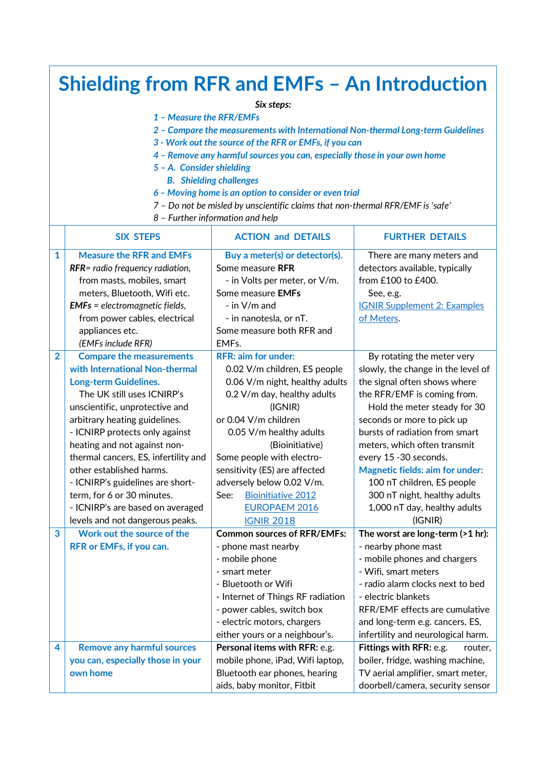# Shielding from RFR and EMFs – An Introduction

***Six steps:***

*1 – Measure the RFR/EMFs*
*2 – Compare the measurements with International Non-thermal Long-term Guidelines*
*3 - Work out the source of the RFR or EMFs, if you can*
*4 – Remove any harmful sources you can, especially those in your own home*
*5 – A. Consider shielding*
*B. Shielding challenges*
*6 – Moving home is an option to consider or even trial*
*7 – Do not be misled by unscientific claims that non-thermal RFR/EMF is 'safe'*
*8 – Further information and help*

| | SIX STEPS | ACTION and DETAILS | FURTHER DETAILS |
|---|---|---|---|
| 1 | **Measure the RFR and EMFs**<br>***RFR****= radio frequency radiation, from masts, mobiles, smart meters, Bluetooth, Wifi etc.*<br>***EMFs*** *= electromagnetic fields, from power cables, electrical appliances etc.*<br>*(EMFs include RFR)* | **Buy a meter(s) or detector(s).**<br>Some measure **RFR**<br>- in Volts per meter, or V/m.<br>Some measure **EMFs**<br>- in V/m and<br>- in nanotesla, or nT.<br>Some measure both RFR and EMFs. | There are many meters and detectors available, typically from £100 to £400.<br>See, e.g. IGNIR Supplement 2: Examples of Meters. |
| 2 | **Compare the measurements with International Non-thermal Long-term Guidelines.**<br>The UK still uses ICNIRP's unscientific, unprotective and arbitrary heating guidelines.<br>- ICNIRP protects only against heating and not against non-thermal cancers, ES, infertility and other established harms.<br>- ICNIRP's guidelines are short-term, for 6 or 30 minutes.<br>- ICNIRP's are based on averaged levels and not dangerous peaks. | **RFR: aim for under:**<br>0.02 V/m children, ES people<br>0.06 V/m night, healthy adults<br>0.2 V/m day, healthy adults<br>(IGNIR)<br>or 0.04 V/m children<br>0.05 V/m healthy adults<br>(Bioinitiative)<br>Some people with electro-sensitivity (ES) are affected adversely below 0.02 V/m.<br>See: Bioinitiative 2012<br>EUROPAEM 2016<br>IGNIR 2018 | By rotating the meter very slowly, the change in the level of the signal often shows where the RFR/EMF is coming from.<br>Hold the meter steady for 30 seconds or more to pick up bursts of radiation from smart meters, which often transmit every 15 -30 seconds.<br>**Magnetic fields: aim for under:**<br>100 nT children, ES people<br>300 nT night, healthy adults<br>1,000 nT day, healthy adults<br>(IGNIR) |
| 3 | **Work out the source of the RFR or EMFs, if you can.** | **Common sources of RFR/EMFs:**<br>- phone mast nearby<br>- mobile phone<br>- smart meter<br>- Bluetooth or Wifi<br>- Internet of Things RF radiation<br>- power cables, switch box<br>- electric motors, chargers<br>either yours or a neighbour's. | **The worst are long-term (>1 hr):**<br>- nearby phone mast<br>- mobile phones and chargers<br>- Wifi, smart meters<br>- radio alarm clocks next to bed<br>- electric blankets<br>RFR/EMF effects are cumulative and long-term e.g. cancers, ES, infertility and neurological harm. |
| 4 | **Remove any harmful sources you can, especially those in your own home** | **Personal items with RFR:** e.g. mobile phone, iPad, Wifi laptop, Bluetooth ear phones, hearing aids, baby monitor, Fitbit | **Fittings with RFR:** e.g. router, boiler, fridge, washing machine, TV aerial amplifier, smart meter, doorbell/camera, security sensor |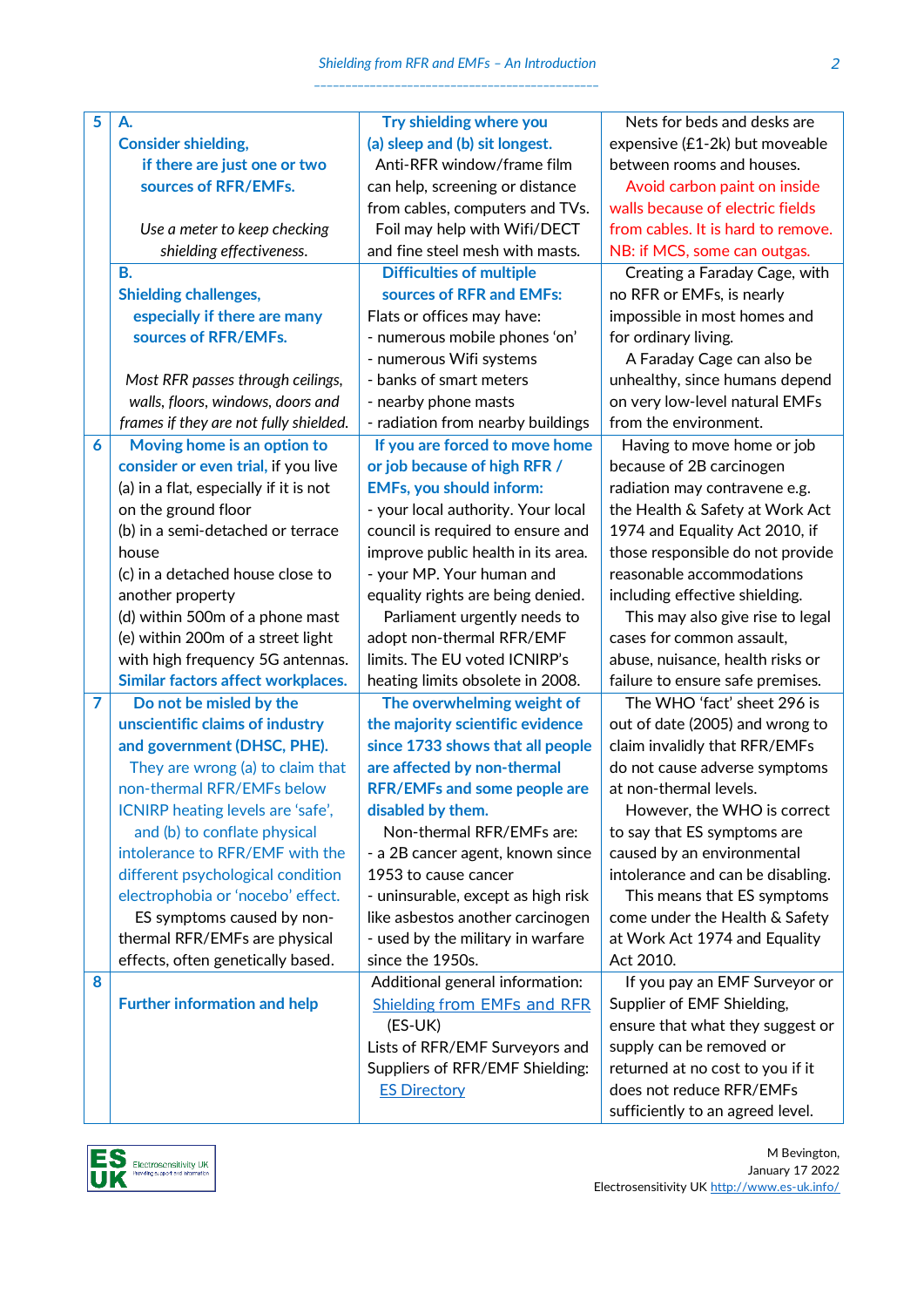| | | | |
|---|---|---|---|
| 5 | **A.** **Consider shielding, if there are just one or two sources of RFR/EMFs.** *Use a meter to keep checking shielding effectiveness.* | **Try shielding where you (a) sleep and (b) sit longest.** Anti-RFR window/frame film can help, screening or distance from cables, computers and TVs. Foil may help with Wifi/DECT and fine steel mesh with masts. | Nets for beds and desks are expensive (£1-2k) but moveable between rooms and houses. Avoid carbon paint on inside walls because of electric fields from cables. It is hard to remove. NB: if MCS, some can outgas. |
| | **B.** **Shielding challenges, especially if there are many sources of RFR/EMFs.** *Most RFR passes through ceilings, walls, floors, windows, doors and frames if they are not fully shielded.* | **Difficulties of multiple sources of RFR and EMFs:** Flats or offices may have:<br>- numerous mobile phones 'on'<br>- numerous Wifi systems<br>- banks of smart meters<br>- nearby phone masts<br>- radiation from nearby buildings | Creating a Faraday Cage, with no RFR or EMFs, is nearly impossible in most homes and for ordinary living. A Faraday Cage can also be unhealthy, since humans depend on very low-level natural EMFs from the environment. |
| 6 | **Moving home is an option to consider or even trial,** if you live (a) in a flat, especially if it is not on the ground floor (b) in a semi-detached or terrace house (c) in a detached house close to another property (d) within 500m of a phone mast (e) within 200m of a street light with high frequency 5G antennas. **Similar factors affect workplaces.** | **If you are forced to move home or job because of high RFR / EMFs, you should inform:**<br>- your local authority. Your local council is required to ensure and improve public health in its area.<br>- your MP. Your human and equality rights are being denied. Parliament urgently needs to adopt non-thermal RFR/EMF limits. The EU voted ICNIRP's heating limits obsolete in 2008. | Having to move home or job because of 2B carcinogen radiation may contravene e.g. the Health & Safety at Work Act 1974 and Equality Act 2010, if those responsible do not provide reasonable accommodations including effective shielding. This may also give rise to legal cases for common assault, abuse, nuisance, health risks or failure to ensure safe premises. |
| 7 | **Do not be misled by the unscientific claims of industry and government (DHSC, PHE).** They are wrong (a) to claim that non-thermal RFR/EMFs below ICNIRP heating levels are 'safe', and (b) to conflate physical intolerance to RFR/EMF with the different psychological condition electrophobia or 'nocebo' effect. ES symptoms caused by non-thermal RFR/EMFs are physical effects, often genetically based. | **The overwhelming weight of the majority scientific evidence since 1733 shows that all people are affected by non-thermal RFR/EMFs and some people are disabled by them.** Non-thermal RFR/EMFs are:<br>- a 2B cancer agent, known since 1953 to cause cancer<br>- uninsurable, except as high risk like asbestos another carcinogen<br>- used by the military in warfare since the 1950s. | The WHO 'fact' sheet 296 is out of date (2005) and wrong to claim invalidly that RFR/EMFs do not cause adverse symptoms at non-thermal levels. However, the WHO is correct to say that ES symptoms are caused by an environmental intolerance and can be disabling. This means that ES symptoms come under the Health & Safety at Work Act 1974 and Equality Act 2010. |
| 8 | **Further information and help** | Additional general information: [Shielding from EMFs and RFR](#) (ES-UK) Lists of RFR/EMF Surveyors and Suppliers of RFR/EMF Shielding: [ES Directory](#) | If you pay an EMF Surveyor or Supplier of EMF Shielding, ensure that what they suggest or supply can be removed or returned at no cost to you if it does not reduce RFR/EMFs sufficiently to an agreed level. |

ES UK Electrosensitivity UK Providing support and information

M Bevington,
January 17 2022
Electrosensitivity UK http://www.es-uk.info/